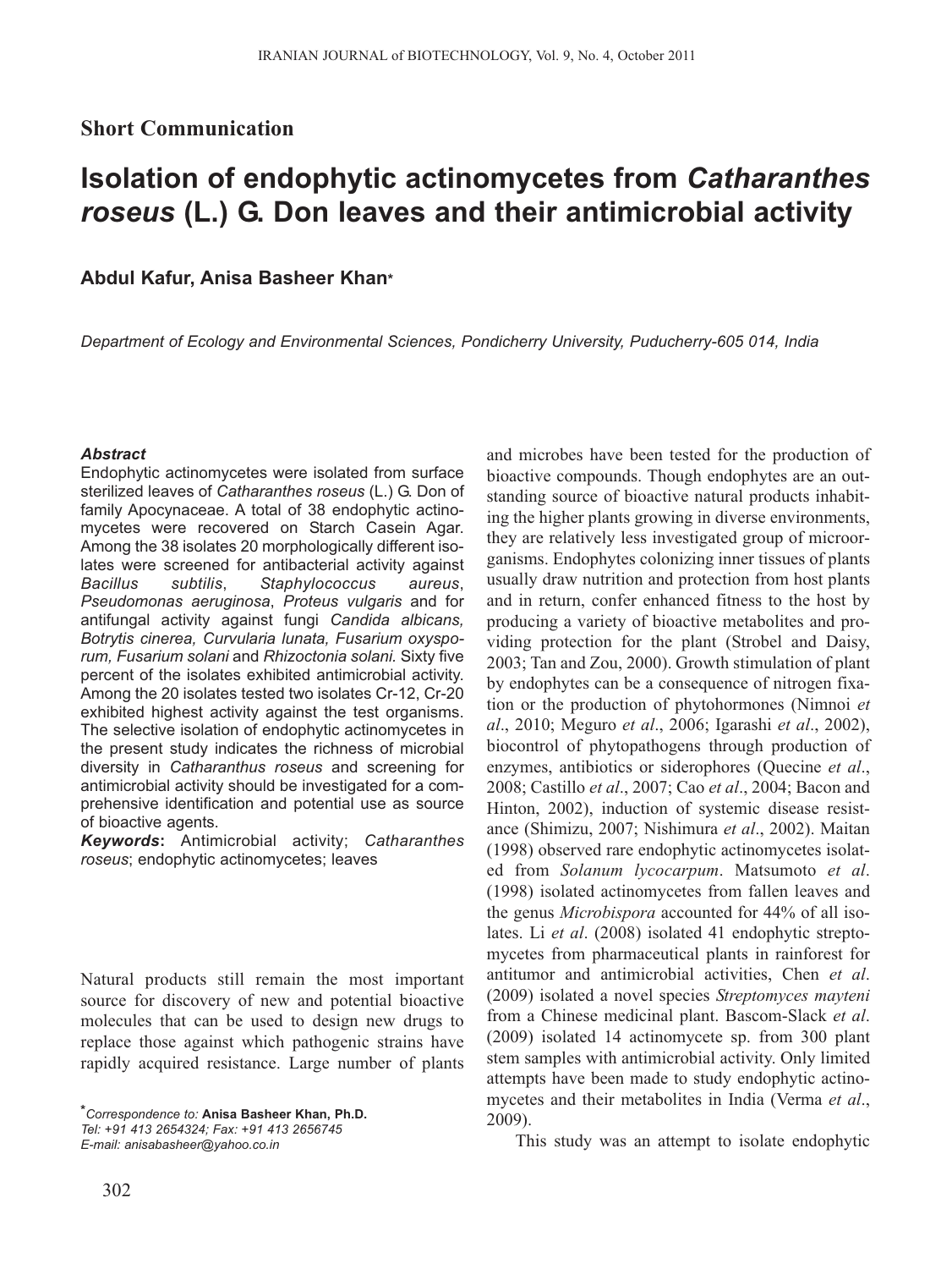**Short Communication**

# Isolation of endophytic actinomycetes from *Catharanthes roseus* (L.) G. Don leaves and their antimicrobial activity

**Abdul Kafur, Anisa Basheer Khan***

*Department of Ecology and Environmental Sciences, Pondicherry University, Puducherry-605 014, India*

***Abstract***

Endophytic actinomycetes were isolated from surface sterilized leaves of *Catharanthes roseus* (L.) G. Don of family Apocynaceae. A total of 38 endophytic actinomycetes were recovered on Starch Casein Agar. Among the 38 isolates 20 morphologically different isolates were screened for antibacterial activity against *Bacillus subtilis*, *Staphylococcus aureus*, *Pseudomonas aeruginosa*, *Proteus vulgaris* and for antifungal activity against fungi *Candida albicans, Botrytis cinerea, Curvularia lunata, Fusarium oxysporum, Fusarium solani* and *Rhizoctonia solani*. Sixty five percent of the isolates exhibited antimicrobial activity. Among the 20 isolates tested two isolates Cr-12, Cr-20 exhibited highest activity against the test organisms. The selective isolation of endophytic actinomycetes in the present study indicates the richness of microbial diversity in *Catharanthus roseus* and screening for antimicrobial activity should be investigated for a comprehensive identification and potential use as source of bioactive agents.

***Keywords*:** Antimicrobial activity; *Catharanthes roseus*; endophytic actinomycetes; leaves

Natural products still remain the most important source for discovery of new and potential bioactive molecules that can be used to design new drugs to replace those against which pathogenic strains have rapidly acquired resistance. Large number of plants and microbes have been tested for the production of bioactive compounds. Though endophytes are an outstanding source of bioactive natural products inhabiting the higher plants growing in diverse environments, they are relatively less investigated group of microorganisms. Endophytes colonizing inner tissues of plants usually draw nutrition and protection from host plants and in return, confer enhanced fitness to the host by producing a variety of bioactive metabolites and providing protection for the plant (Strobel and Daisy, 2003; Tan and Zou, 2000). Growth stimulation of plant by endophytes can be a consequence of nitrogen fixation or the production of phytohormones (Nimnoi *et al*., 2010; Meguro *et al*., 2006; Igarashi *et al*., 2002), biocontrol of phytopathogens through production of enzymes, antibiotics or siderophores (Quecine *et al*., 2008; Castillo *et al*., 2007; Cao *et al*., 2004; Bacon and Hinton, 2002), induction of systemic disease resistance (Shimizu, 2007; Nishimura *et al*., 2002). Maitan (1998) observed rare endophytic actinomycetes isolated from *Solanum lycocarpum*. Matsumoto *et al*. (1998) isolated actinomycetes from fallen leaves and the genus *Microbispora* accounted for 44% of all isolates. Li *et al*. (2008) isolated 41 endophytic streptomycetes from pharmaceutical plants in rainforest for antitumor and antimicrobial activities, Chen *et al*. (2009) isolated a novel species *Streptomyces mayteni* from a Chinese medicinal plant. Bascom-Slack *et al*. (2009) isolated 14 actinomycete sp. from 300 plant stem samples with antimicrobial activity. Only limited attempts have been made to study endophytic actinomycetes and their metabolites in India (Verma *et al*., 2009).

This study was an attempt to isolate endophytic

*Correspondence to: **Anisa Basheer Khan, Ph.D.**
*Tel: +91 413 2654324; Fax: +91 413 2656745*
*E-mail: anisabasheer@yahoo.co.in*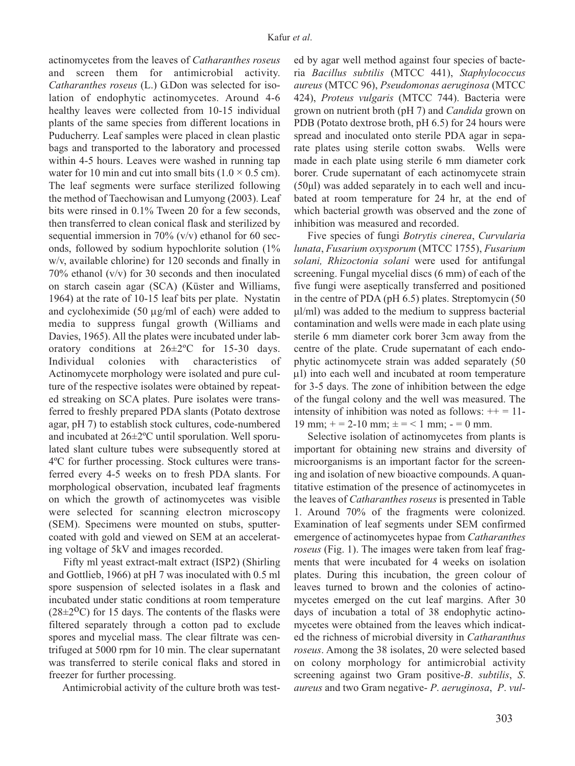actinomycetes from the leaves of *Catharanthes roseus* and screen them for antimicrobial activity. *Catharanthes roseus* (L.) G.Don was selected for isolation of endophytic actinomycetes. Around 4-6 healthy leaves were collected from 10-15 individual plants of the same species from different locations in Puducherry. Leaf samples were placed in clean plastic bags and transported to the laboratory and processed within 4-5 hours. Leaves were washed in running tap water for 10 min and cut into small bits ($1.0 \times 0.5$ cm). The leaf segments were surface sterilized following the method of Taechowisan and Lumyong (2003). Leaf bits were rinsed in 0.1% Tween 20 for a few seconds, then transferred to clean conical flask and sterilized by sequential immersion in 70% (v/v) ethanol for 60 seconds, followed by sodium hypochlorite solution (1% w/v, available chlorine) for 120 seconds and finally in 70% ethanol (v/v) for 30 seconds and then inoculated on starch casein agar (SCA) (Küster and Williams, 1964) at the rate of 10-15 leaf bits per plate. Nystatin and cycloheximide (50 µg/ml of each) were added to media to suppress fungal growth (Williams and Davies, 1965). All the plates were incubated under laboratory conditions at 26±2ºC for 15-30 days. Individual colonies with characteristics of Actinomycete morphology were isolated and pure culture of the respective isolates were obtained by repeated streaking on SCA plates. Pure isolates were transferred to freshly prepared PDA slants (Potato dextrose agar, pH 7) to establish stock cultures, code-numbered and incubated at 26±2ºC until sporulation. Well sporulated slant culture tubes were subsequently stored at 4ºC for further processing. Stock cultures were transferred every 4-5 weeks on to fresh PDA slants. For morphological observation, incubated leaf fragments on which the growth of actinomycetes was visible were selected for scanning electron microscopy (SEM). Specimens were mounted on stubs, sputter-coated with gold and viewed on SEM at an accelerating voltage of 5kV and images recorded.

Fifty ml yeast extract-malt extract (ISP2) (Shirling and Gottlieb, 1966) at pH 7 was inoculated with 0.5 ml spore suspension of selected isolates in a flask and incubated under static conditions at room temperature (28±2ºC) for 15 days. The contents of the flasks were filtered separately through a cotton pad to exclude spores and mycelial mass. The clear filtrate was centrifuged at 5000 rpm for 10 min. The clear supernatant was transferred to sterile conical flaks and stored in freezer for further processing.

Antimicrobial activity of the culture broth was tested by agar well method against four species of bacteria *Bacillus subtilis* (MTCC 441), *Staphylococcus aureus* (MTCC 96), *Pseudomonas aeruginosa* (MTCC 424), *Proteus vulgaris* (MTCC 744). Bacteria were grown on nutrient broth (pH 7) and *Candida* grown on PDB (Potato dextrose broth, pH 6.5) for 24 hours were spread and inoculated onto sterile PDA agar in separate plates using sterile cotton swabs. Wells were made in each plate using sterile 6 mm diameter cork borer. Crude supernatant of each actinomycete strain (50µl) was added separately in to each well and incubated at room temperature for 24 hr, at the end of which bacterial growth was observed and the zone of inhibition was measured and recorded.

Five species of fungi *Botrytis cinerea*, *Curvularia lunata*, *Fusarium oxysporum* (MTCC 1755), *Fusarium solani, Rhizoctonia solani* were used for antifungal screening. Fungal mycelial discs (6 mm) of each of the five fungi were aseptically transferred and positioned in the centre of PDA (pH 6.5) plates. Streptomycin (50 µl/ml) was added to the medium to suppress bacterial contamination and wells were made in each plate using sterile 6 mm diameter cork borer 3cm away from the centre of the plate. Crude supernatant of each endophytic actinomycete strain was added separately (50 µl) into each well and incubated at room temperature for 3-5 days. The zone of inhibition between the edge of the fungal colony and the well was measured. The intensity of inhibition was noted as follows: ++ = 11-19 mm; + = 2-10 mm; ± = < 1 mm; - = 0 mm.

Selective isolation of actinomycetes from plants is important for obtaining new strains and diversity of microorganisms is an important factor for the screening and isolation of new bioactive compounds. A quantitative estimation of the presence of actinomycetes in the leaves of *Catharanthes roseus* is presented in Table 1. Around 70% of the fragments were colonized. Examination of leaf segments under SEM confirmed emergence of actinomycetes hypae from *Catharanthes roseus* (Fig. 1). The images were taken from leaf fragments that were incubated for 4 weeks on isolation plates. During this incubation, the green colour of leaves turned to brown and the colonies of actinomycetes emerged on the cut leaf margins. After 30 days of incubation a total of 38 endophytic actinomycetes were obtained from the leaves which indicated the richness of microbial diversity in *Catharanthus roseus*. Among the 38 isolates, 20 were selected based on colony morphology for antimicrobial activity screening against two Gram positive-*B. subtilis*, *S. aureus* and two Gram negative- *P. aeruginosa*, *P. vul-*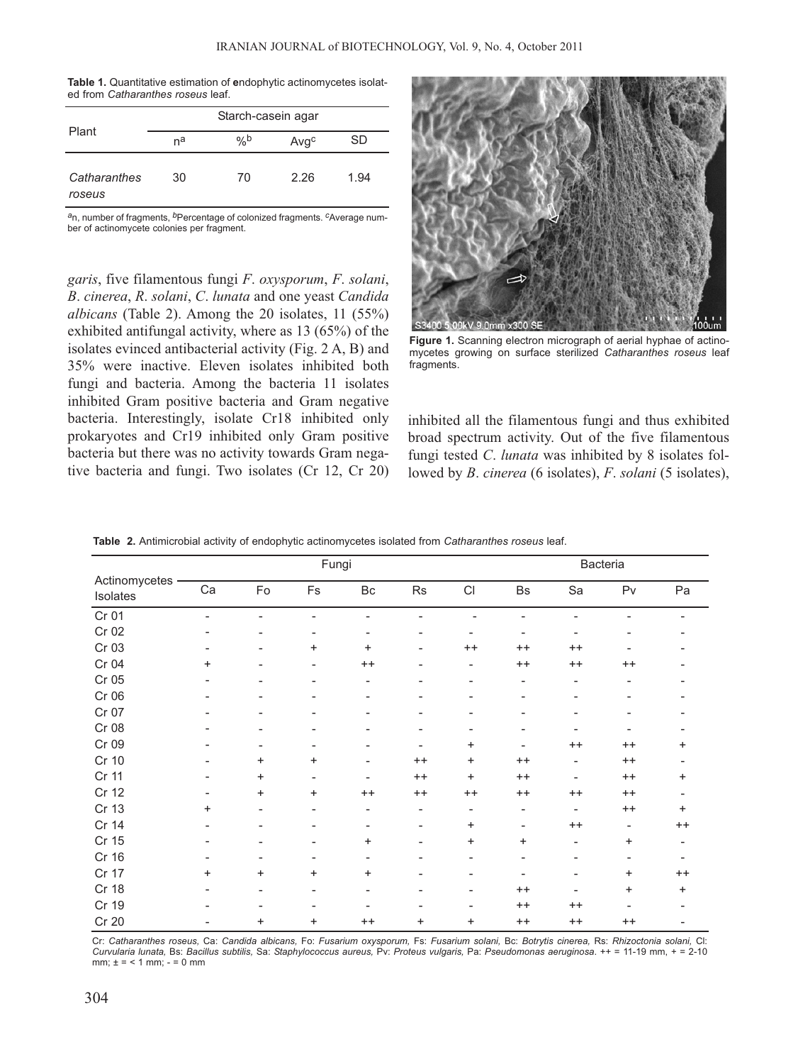**Table 1.** Quantitative estimation of endophytic actinomycetes isolated from *Catharanthes roseus* leaf.

| Plant | Starch-casein agar | | | |
|---|---|---|---|---|
| | n[a] | %[b] | Avg[c] | SD |
| *Catharanthes roseus* | 30 | 70 | 2.26 | 1.94 |

[a]n, number of fragments, [b]Percentage of colonized fragments. [c]Average number of actinomycete colonies per fragment.

*garis*, five filamentous fungi *F. oxysporum*, *F. solani*, *B. cinerea*, *R. solani*, *C. lunata* and one yeast *Candida albicans* (Table 2). Among the 20 isolates, 11 (55%) exhibited antifungal activity, where as 13 (65%) of the isolates evinced antibacterial activity (Fig. 2 A, B) and 35% were inactive. Eleven isolates inhibited both fungi and bacteria. Among the bacteria 11 isolates inhibited Gram positive bacteria and Gram negative bacteria. Interestingly, isolate Cr18 inhibited only prokaryotes and Cr19 inhibited only Gram positive bacteria but there was no activity towards Gram negative bacteria and fungi. Two isolates (Cr 12, Cr 20) inhibited all the filamentous fungi and thus exhibited broad spectrum activity. Out of the five filamentous fungi tested *C. lunata* was inhibited by 8 isolates followed by *B. cinerea* (6 isolates), *F. solani* (5 isolates),

**Figure 1.** Scanning electron micrograph of aerial hyphae of actinomycetes growing on surface sterilized *Catharanthes roseus* leaf fragments.

**Table 2.** Antimicrobial activity of endophytic actinomycetes isolated from *Catharanthes roseus* leaf.

| Actinomycetes Isolates | Fungi | | | | | | Bacteria | | | |
|---|---|---|---|---|---|---|---|---|---|---|
| | Ca | Fo | Fs | Bc | Rs | Cl | Bs | Sa | Pv | Pa |
| Cr 01 | - | - | - | - | - | - | - | - | - | - |
| Cr 02 | - | - | - | - | - | - | - | - | - | - |
| Cr 03 | - | - | + | + | - | ++ | ++ | ++ | - | - |
| Cr 04 | + | - | - | ++ | - | - | ++ | ++ | ++ | - |
| Cr 05 | - | - | - | - | - | - | - | - | - | - |
| Cr 06 | - | - | - | - | - | - | - | - | - | - |
| Cr 07 | - | - | - | - | - | - | - | - | - | - |
| Cr 08 | - | - | - | - | - | - | - | - | - | - |
| Cr 09 | - | - | - | - | - | + | - | ++ | ++ | + |
| Cr 10 | - | + | + | - | ++ | + | ++ | - | ++ | - |
| Cr 11 | - | + | - | - | ++ | + | ++ | - | ++ | + |
| Cr 12 | - | + | + | ++ | ++ | ++ | ++ | ++ | ++ | - |
| Cr 13 | + | - | - | - | - | - | - | - | ++ | + |
| Cr 14 | - | - | - | - | - | + | - | ++ | - | ++ |
| Cr 15 | - | - | - | + | - | + | + | - | + | - |
| Cr 16 | - | - | - | - | - | - | - | - | - | - |
| Cr 17 | + | + | + | + | - | - | - | - | + | ++ |
| Cr 18 | - | - | - | - | - | - | ++ | - | + | + |
| Cr 19 | - | - | - | - | - | - | ++ | ++ | - | - |
| Cr 20 | - | + | + | ++ | + | + | ++ | ++ | ++ | - |

Cr: *Catharanthes roseus,* Ca: *Candida albicans,* Fo: *Fusarium oxysporum,* Fs: *Fusarium solani,* Bc: *Botrytis cinerea,* Rs: *Rhizoctonia solani,* Cl: *Curvularia lunata,* Bs: *Bacillus subtilis,* Sa: *Staphylococcus aureus,* Pv: *Proteus vulgaris*, Pa: *Pseudomonas aeruginosa*. ++ = 11-19 mm, + = 2-10 mm; ± = < 1 mm; - = 0 mm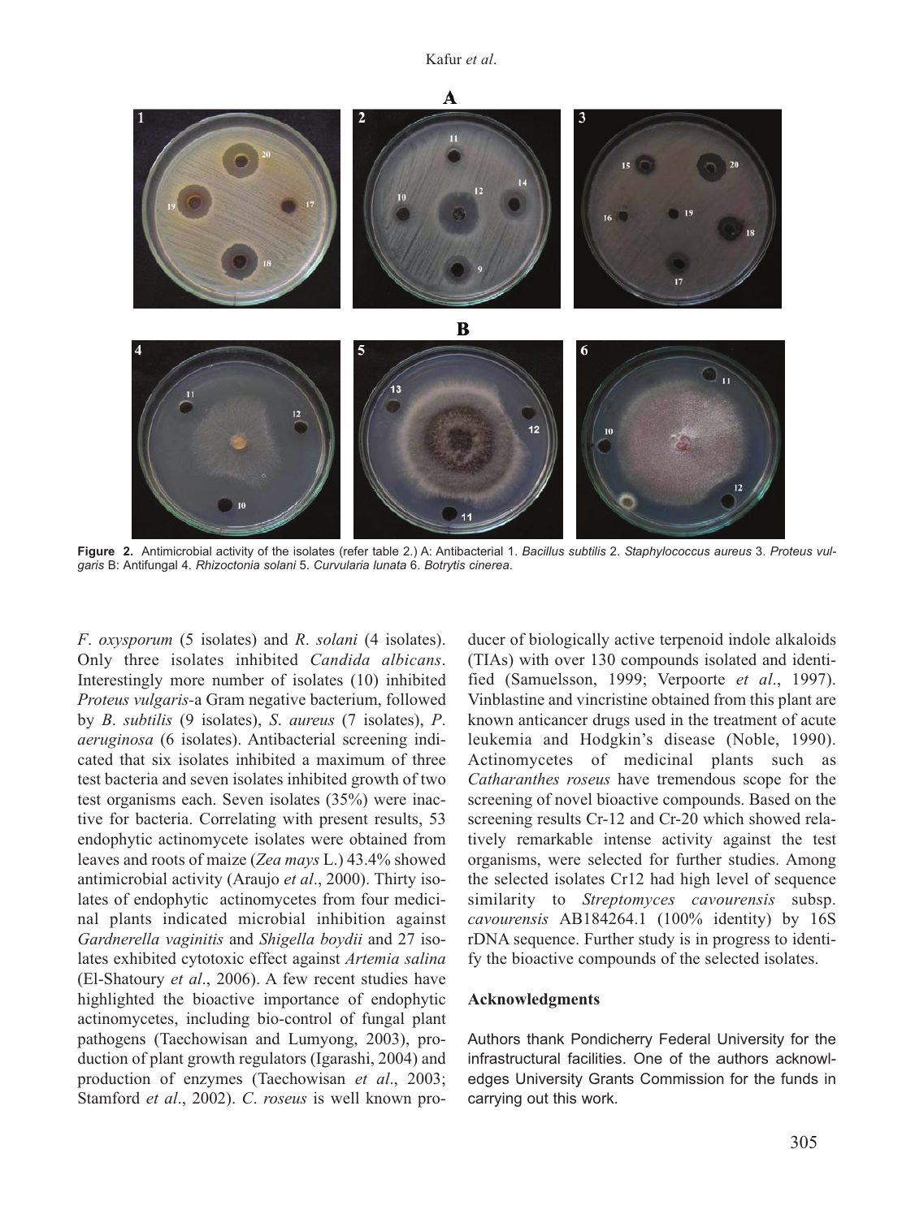**Figure 2.** Antimicrobial activity of the isolates (refer table 2.) A: Antibacterial 1. *Bacillus subtilis* 2. *Staphylococcus aureus* 3. *Proteus vulgaris* B: Antifungal 4. *Rhizoctonia solani* 5. *Curvularia lunata* 6. *Botrytis cinerea*.

*F*. *oxysporum* (5 isolates) and *R*. *solani* (4 isolates). Only three isolates inhibited *Candida albicans*. Interestingly more number of isolates (10) inhibited *Proteus vulgaris*-a Gram negative bacterium, followed by *B*. *subtilis* (9 isolates), *S*. *aureus* (7 isolates), *P*. *aeruginosa* (6 isolates). Antibacterial screening indicated that six isolates inhibited a maximum of three test bacteria and seven isolates inhibited growth of two test organisms each. Seven isolates (35%) were inactive for bacteria. Correlating with present results, 53 endophytic actinomycete isolates were obtained from leaves and roots of maize (*Zea mays* L.) 43.4% showed antimicrobial activity (Araujo *et al*., 2000). Thirty isolates of endophytic actinomycetes from four medicinal plants indicated microbial inhibition against *Gardnerella vaginitis* and *Shigella boydii* and 27 isolates exhibited cytotoxic effect against *Artemia salina* (El-Shatoury *et al*., 2006). A few recent studies have highlighted the bioactive importance of endophytic actinomycetes, including bio-control of fungal plant pathogens (Taechowisan and Lumyong, 2003), production of plant growth regulators (Igarashi, 2004) and production of enzymes (Taechowisan *et al*., 2003; Stamford *et al*., 2002). *C*. *roseus* is well known producer of biologically active terpenoid indole alkaloids (TIAs) with over 130 compounds isolated and identified (Samuelsson, 1999; Verpoorte *et al*., 1997). Vinblastine and vincristine obtained from this plant are known anticancer drugs used in the treatment of acute leukemia and Hodgkin's disease (Noble, 1990). Actinomycetes of medicinal plants such as *Catharanthes roseus* have tremendous scope for the screening of novel bioactive compounds. Based on the screening results Cr-12 and Cr-20 which showed relatively remarkable intense activity against the test organisms, were selected for further studies. Among the selected isolates Cr12 had high level of sequence similarity to *Streptomyces cavourensis* subsp. *cavourensis* AB184264.1 (100% identity) by 16S rDNA sequence. Further study is in progress to identify the bioactive compounds of the selected isolates.

## Acknowledgments

Authors thank Pondicherry Federal University for the infrastructural facilities. One of the authors acknowledges University Grants Commission for the funds in carrying out this work.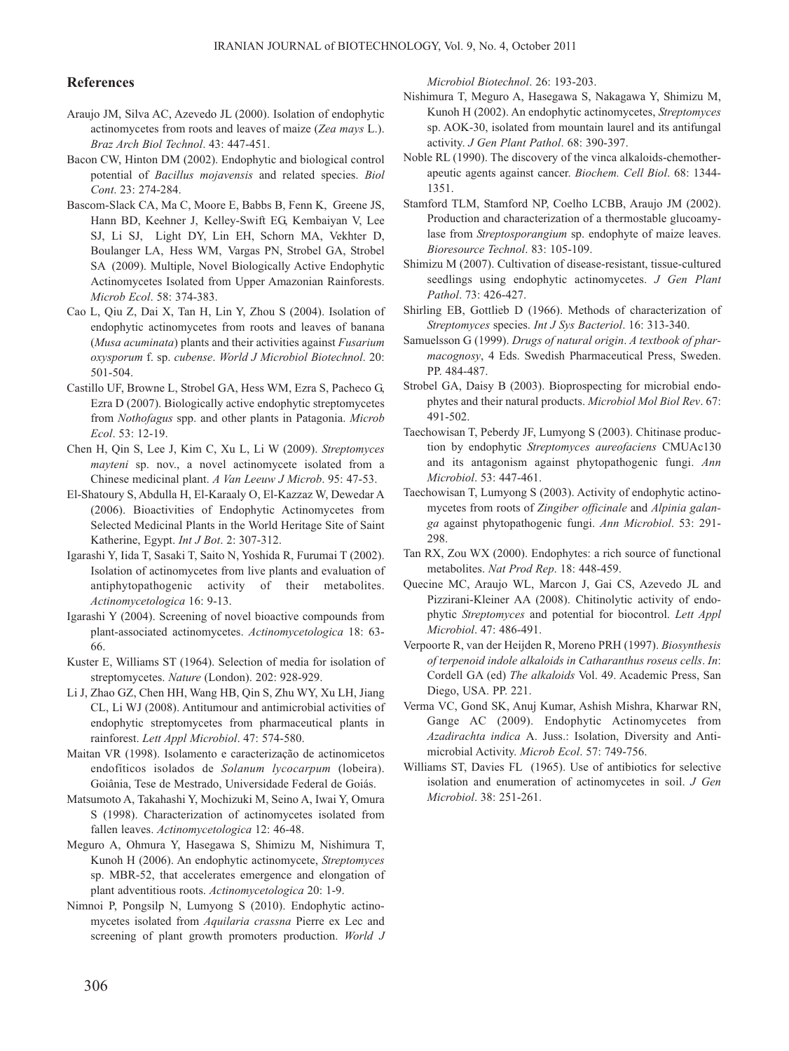## References

Araujo JM, Silva AC, Azevedo JL (2000). Isolation of endophytic actinomycetes from roots and leaves of maize (*Zea mays* L.). *Braz Arch Biol Technol*. 43: 447-451.

Bacon CW, Hinton DM (2002). Endophytic and biological control potential of *Bacillus mojavensis* and related species. *Biol Cont*. 23: 274-284.

Bascom-Slack CA, Ma C, Moore E, Babbs B, Fenn K, Greene JS, Hann BD, Keehner J, Kelley-Swift EG, Kembaiyan V, Lee SJ, Li SJ, Light DY, Lin EH, Schorn MA, Vekhter D, Boulanger LA, Hess WM, Vargas PN, Strobel GA, Strobel SA (2009). Multiple, Novel Biologically Active Endophytic Actinomycetes Isolated from Upper Amazonian Rainforests. *Microb Ecol*. 58: 374-383.

Cao L, Qiu Z, Dai X, Tan H, Lin Y, Zhou S (2004). Isolation of endophytic actinomycetes from roots and leaves of banana (*Musa acuminata*) plants and their activities against *Fusarium oxysporum* f. sp. *cubense*. *World J Microbiol Biotechnol*. 20: 501-504.

Castillo UF, Browne L, Strobel GA, Hess WM, Ezra S, Pacheco G, Ezra D (2007). Biologically active endophytic streptomycetes from *Nothofagus* spp. and other plants in Patagonia. *Microb Ecol*. 53: 12-19.

Chen H, Qin S, Lee J, Kim C, Xu L, Li W (2009). *Streptomyces mayteni* sp. nov., a novel actinomycete isolated from a Chinese medicinal plant. *A Van Leeuw J Microb*. 95: 47-53.

El-Shatoury S, Abdulla H, El-Karaaly O, El-Kazzaz W, Dewedar A (2006). Bioactivities of Endophytic Actinomycetes from Selected Medicinal Plants in the World Heritage Site of Saint Katherine, Egypt. *Int J Bot*. 2: 307-312.

Igarashi Y, Iida T, Sasaki T, Saito N, Yoshida R, Furumai T (2002). Isolation of actinomycetes from live plants and evaluation of antiphytopathogenic activity of their metabolites. *Actinomycetologica* 16: 9-13.

Igarashi Y (2004). Screening of novel bioactive compounds from plant-associated actinomycetes. *Actinomycetologica* 18: 63-66.

Kuster E, Williams ST (1964). Selection of media for isolation of streptomycetes. *Nature* (London). 202: 928-929.

Li J, Zhao GZ, Chen HH, Wang HB, Qin S, Zhu WY, Xu LH, Jiang CL, Li WJ (2008). Antitumour and antimicrobial activities of endophytic streptomycetes from pharmaceutical plants in rainforest. *Lett Appl Microbiol*. 47: 574-580.

Maitan VR (1998). Isolamento e caracterização de actinomicetos endofíticos isolados de *Solanum lycocarpum* (lobeira). Goiânia, Tese de Mestrado, Universidade Federal de Goiás.

Matsumoto A, Takahashi Y, Mochizuki M, Seino A, Iwai Y, Omura S (1998). Characterization of actinomycetes isolated from fallen leaves. *Actinomycetologica* 12: 46-48.

Meguro A, Ohmura Y, Hasegawa S, Shimizu M, Nishimura T, Kunoh H (2006). An endophytic actinomycete, *Streptomyces* sp. MBR-52, that accelerates emergence and elongation of plant adventitious roots. *Actinomycetologica* 20: 1-9.

Nimnoi P, Pongsilp N, Lumyong S (2010). Endophytic actinomycetes isolated from *Aquilaria crassna* Pierre ex Lec and screening of plant growth promoters production. *World J Microbiol Biotechnol*. 26: 193-203.

Nishimura T, Meguro A, Hasegawa S, Nakagawa Y, Shimizu M, Kunoh H (2002). An endophytic actinomycetes, *Streptomyces* sp. AOK-30, isolated from mountain laurel and its antifungal activity. *J Gen Plant Pathol*. 68: 390-397.

Noble RL (1990). The discovery of the vinca alkaloids-chemotherapeutic agents against cancer. *Biochem. Cell Biol*. 68: 1344-1351.

Stamford TLM, Stamford NP, Coelho LCBB, Araujo JM (2002). Production and characterization of a thermostable glucoamylase from *Streptosporangium* sp. endophyte of maize leaves. *Bioresource Technol*. 83: 105-109.

Shimizu M (2007). Cultivation of disease-resistant, tissue-cultured seedlings using endophytic actinomycetes. *J Gen Plant Pathol*. 73: 426-427.

Shirling EB, Gottlieb D (1966). Methods of characterization of *Streptomyces* species. *Int J Sys Bacteriol*. 16: 313-340.

Samuelsson G (1999). *Drugs of natural origin*. *A textbook of pharmacognosy*, 4 Eds. Swedish Pharmaceutical Press, Sweden. PP. 484-487.

Strobel GA, Daisy B (2003). Bioprospecting for microbial endophytes and their natural products. *Microbiol Mol Biol Rev*. 67: 491-502.

Taechowisan T, Peberdy JF, Lumyong S (2003). Chitinase production by endophytic *Streptomyces aureofaciens* CMUAc130 and its antagonism against phytopathogenic fungi. *Ann Microbiol*. 53: 447-461.

Taechowisan T, Lumyong S (2003). Activity of endophytic actinomycetes from roots of *Zingiber officinale* and *Alpinia galanga* against phytopathogenic fungi. *Ann Microbiol*. 53: 291-298.

Tan RX, Zou WX (2000). Endophytes: a rich source of functional metabolites. *Nat Prod Rep*. 18: 448-459.

Quecine MC, Araujo WL, Marcon J, Gai CS, Azevedo JL and Pizzirani-Kleiner AA (2008). Chitinolytic activity of endophytic *Streptomyces* and potential for biocontrol. *Lett Appl Microbiol*. 47: 486-491.

Verpoorte R, van der Heijden R, Moreno PRH (1997). *Biosynthesis of terpenoid indole alkaloids in Catharanthus roseus cells*. *In*: Cordell GA (ed) *The alkaloids* Vol. 49. Academic Press, San Diego, USA. PP. 221.

Verma VC, Gond SK, Anuj Kumar, Ashish Mishra, Kharwar RN, Gange AC (2009). Endophytic Actinomycetes from *Azadirachta indica* A. Juss.: Isolation, Diversity and Antimicrobial Activity. *Microb Ecol*. 57: 749-756.

Williams ST, Davies FL (1965). Use of antibiotics for selective isolation and enumeration of actinomycetes in soil. *J Gen Microbiol*. 38: 251-261.